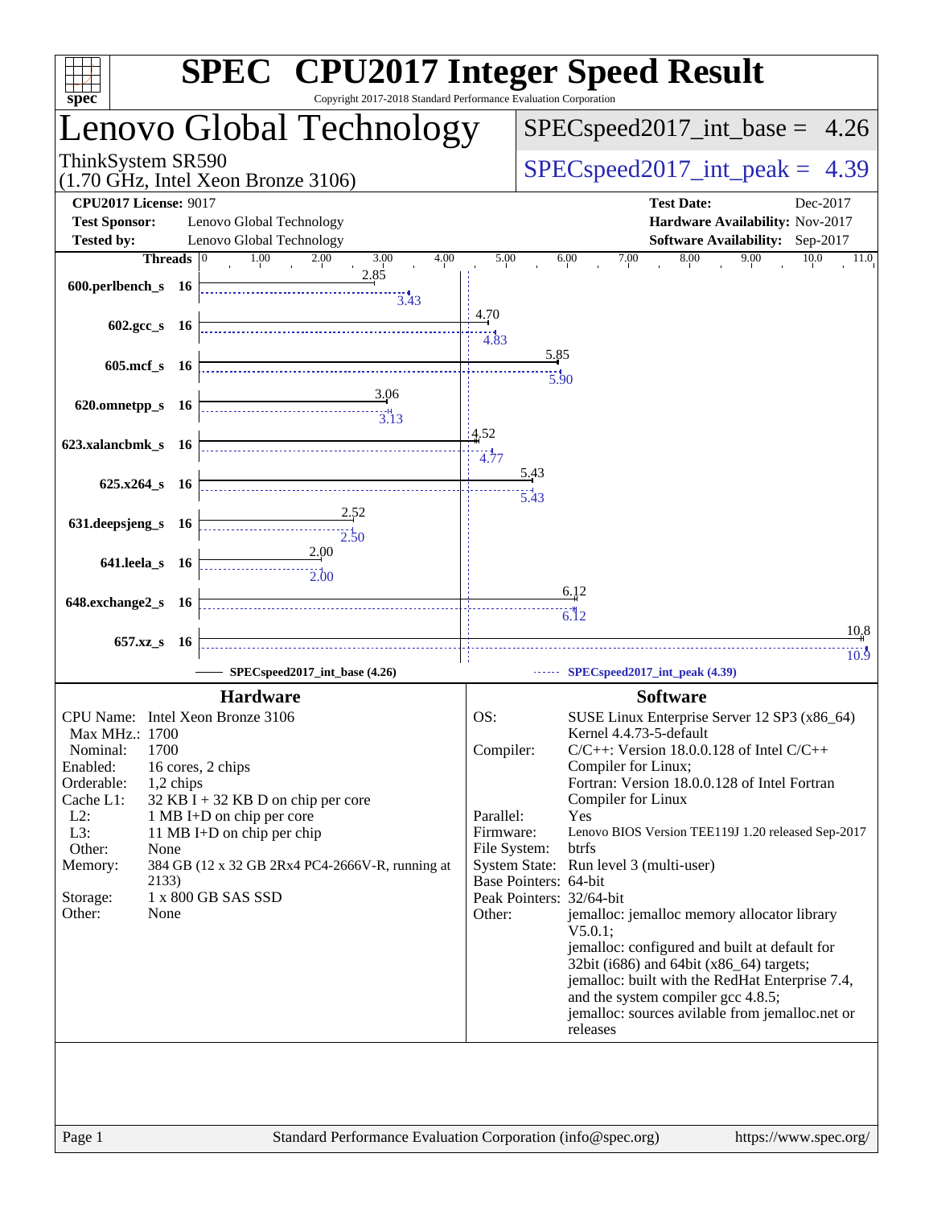# SPEC CPU2017 Integer Speed Result

Copyright 2017-2018 Standard Performance Evaluation Corporation

## Lenovo Global Technology

ThinkSystem SR590
(1.70 GHz, Intel Xeon Bronze 3106)

SPECspeed2017_int_base = 4.26

SPECspeed2017_int_peak = 4.39

**CPU2017 License:** 9017
**Test Sponsor:** Lenovo Global Technology
**Tested by:** Lenovo Global Technology

**Test Date:** Dec-2017
**Hardware Availability:** Nov-2017
**Software Availability:** Sep-2017

| Benchmark | Threads | Base | Peak |
|---|---|---|---|
| 600.perlbench_s | 16 | 2.85 | 3.43 |
| 602.gcc_s | 16 | 4.70 | 4.83 |
| 605.mcf_s | 16 | 5.85 | 5.90 |
| 620.omnetpp_s | 16 | 3.06 | 3.13 |
| 623.xalancbmk_s | 16 | 4.52 | 4.77 |
| 625.x264_s | 16 | 5.43 | 5.43 |
| 631.deepsjeng_s | 16 | 2.52 | 2.50 |
| 641.leela_s | 16 | 2.00 | 2.00 |
| 648.exchange2_s | 16 | 6.12 | 6.12 |
| 657.xz_s | 16 | 10.8 | 10.9 |

SPECspeed2017_int_base (4.26)    SPECspeed2017_int_peak (4.39)

## Hardware

- **CPU Name:** Intel Xeon Bronze 3106
- **Max MHz.:** 1700
- **Nominal:** 1700
- **Enabled:** 16 cores, 2 chips
- **Orderable:** 1,2 chips
- **Cache L1:** 32 KB I + 32 KB D on chip per core
- **L2:** 1 MB I+D on chip per core
- **L3:** 11 MB I+D on chip per chip
- **Other:** None
- **Memory:** 384 GB (12 x 32 GB 2Rx4 PC4-2666V-R, running at 2133)
- **Storage:** 1 x 800 GB SAS SSD
- **Other:** None

## Software

- **OS:** SUSE Linux Enterprise Server 12 SP3 (x86_64) Kernel 4.4.73-5-default
- **Compiler:** C/C++: Version 18.0.0.128 of Intel C/C++ Compiler for Linux; Fortran: Version 18.0.0.128 of Intel Fortran Compiler for Linux
- **Parallel:** Yes
- **Firmware:** Lenovo BIOS Version TEE119J 1.20 released Sep-2017
- **File System:** btrfs
- **System State:** Run level 3 (multi-user)
- **Base Pointers:** 64-bit
- **Peak Pointers:** 32/64-bit
- **Other:** jemalloc: jemalloc memory allocator library V5.0.1; jemalloc: configured and built at default for 32bit (i686) and 64bit (x86_64) targets; jemalloc: built with the RedHat Enterprise 7.4, and the system compiler gcc 4.8.5; jemalloc: sources avilable from jemalloc.net or releases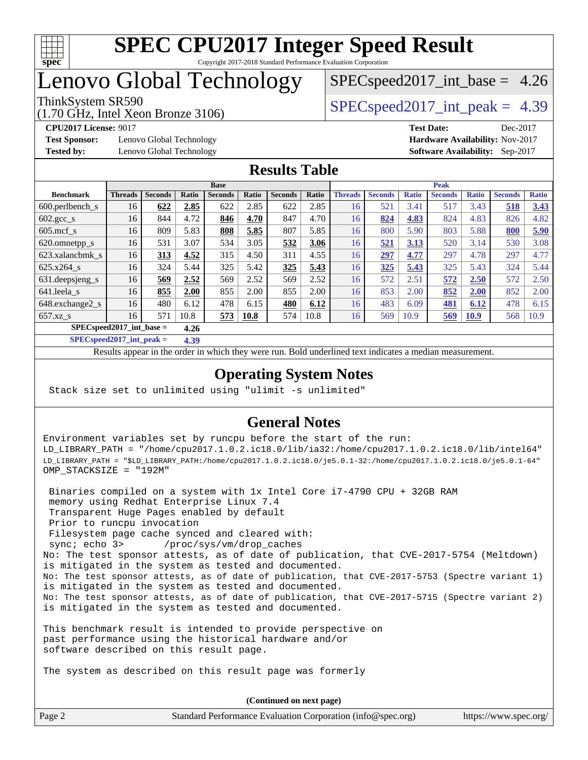# SPEC CPU2017 Integer Speed Result

Copyright 2017-2018 Standard Performance Evaluation Corporation

## Lenovo Global Technology

ThinkSystem SR590
(1.70 GHz, Intel Xeon Bronze 3106)

SPECspeed2017_int_base = 4.26

SPECspeed2017_int_peak = 4.39

**CPU2017 License:** 9017
**Test Sponsor:** Lenovo Global Technology
**Tested by:** Lenovo Global Technology

**Test Date:** Dec-2017
**Hardware Availability:** Nov-2017
**Software Availability:** Sep-2017

## Results Table

| Benchmark | Base | | | | | | | Peak | | | | | | |
|---|---|---|---|---|---|---|---|---|---|---|---|---|---|---|
| | Threads | Seconds | Ratio | Seconds | Ratio | Seconds | Ratio | Threads | Seconds | Ratio | Seconds | Ratio | Seconds | Ratio |
| 600.perlbench_s | 16 | **622** | **2.85** | 622 | 2.85 | 622 | 2.85 | 16 | 521 | 3.41 | 517 | 3.43 | **518** | **3.43** |
| 602.gcc_s | 16 | 844 | 4.72 | **846** | **4.70** | 847 | 4.70 | 16 | **824** | **4.83** | 824 | 4.83 | 826 | 4.82 |
| 605.mcf_s | 16 | 809 | 5.83 | **808** | **5.85** | 807 | 5.85 | 16 | 800 | 5.90 | 803 | 5.88 | **800** | **5.90** |
| 620.omnetpp_s | 16 | 531 | 3.07 | 534 | 3.05 | **532** | **3.06** | 16 | **521** | **3.13** | 520 | 3.14 | 530 | 3.08 |
| 623.xalancbmk_s | 16 | **313** | **4.52** | 315 | 4.50 | 311 | 4.55 | 16 | **297** | **4.77** | 297 | 4.78 | 297 | 4.77 |
| 625.x264_s | 16 | 324 | 5.44 | 325 | 5.42 | **325** | **5.43** | 16 | **325** | **5.43** | 325 | 5.43 | 324 | 5.44 |
| 631.deepsjeng_s | 16 | **569** | **2.52** | 569 | 2.52 | 569 | 2.52 | 16 | 572 | 2.51 | **572** | **2.50** | 572 | 2.50 |
| 641.leela_s | 16 | **855** | **2.00** | 855 | 2.00 | 855 | 2.00 | 16 | 853 | 2.00 | **852** | **2.00** | 852 | 2.00 |
| 648.exchange2_s | 16 | 480 | 6.12 | 478 | 6.15 | **480** | **6.12** | 16 | 483 | 6.09 | **481** | **6.12** | 478 | 6.15 |
| 657.xz_s | 16 | 571 | 10.8 | **573** | **10.8** | 574 | 10.8 | 16 | 569 | 10.9 | **569** | **10.9** | 568 | 10.9 |

SPECspeed2017_int_base = **4.26**

SPECspeed2017_int_peak = **4.39**

Results appear in the order in which they were run. Bold underlined text indicates a median measurement.

## Operating System Notes

```
Stack size set to unlimited using "ulimit -s unlimited"
```

## General Notes

```
Environment variables set by runcpu before the start of the run:
LD_LIBRARY_PATH = "/home/cpu2017.1.0.2.ic18.0/lib/ia32:/home/cpu2017.1.0.2.ic18.0/lib/intel64"
LD_LIBRARY_PATH = "$LD_LIBRARY_PATH:/home/cpu2017.1.0.2.ic18.0/je5.0.1-32:/home/cpu2017.1.0.2.ic18.0/je5.0.1-64"
OMP_STACKSIZE = "192M"

 Binaries compiled on a system with 1x Intel Core i7-4790 CPU + 32GB RAM
 memory using Redhat Enterprise Linux 7.4
 Transparent Huge Pages enabled by default
 Prior to runcpu invocation
 Filesystem page cache synced and cleared with:
 sync; echo 3>       /proc/sys/vm/drop_caches
No: The test sponsor attests, as of date of publication, that CVE-2017-5754 (Meltdown)
is mitigated in the system as tested and documented.
No: The test sponsor attests, as of date of publication, that CVE-2017-5753 (Spectre variant 1)
is mitigated in the system as tested and documented.
No: The test sponsor attests, as of date of publication, that CVE-2017-5715 (Spectre variant 2)
is mitigated in the system as tested and documented.

This benchmark result is intended to provide perspective on
past performance using the historical hardware and/or
software described on this result page.

The system as described on this result page was formerly
```

(Continued on next page)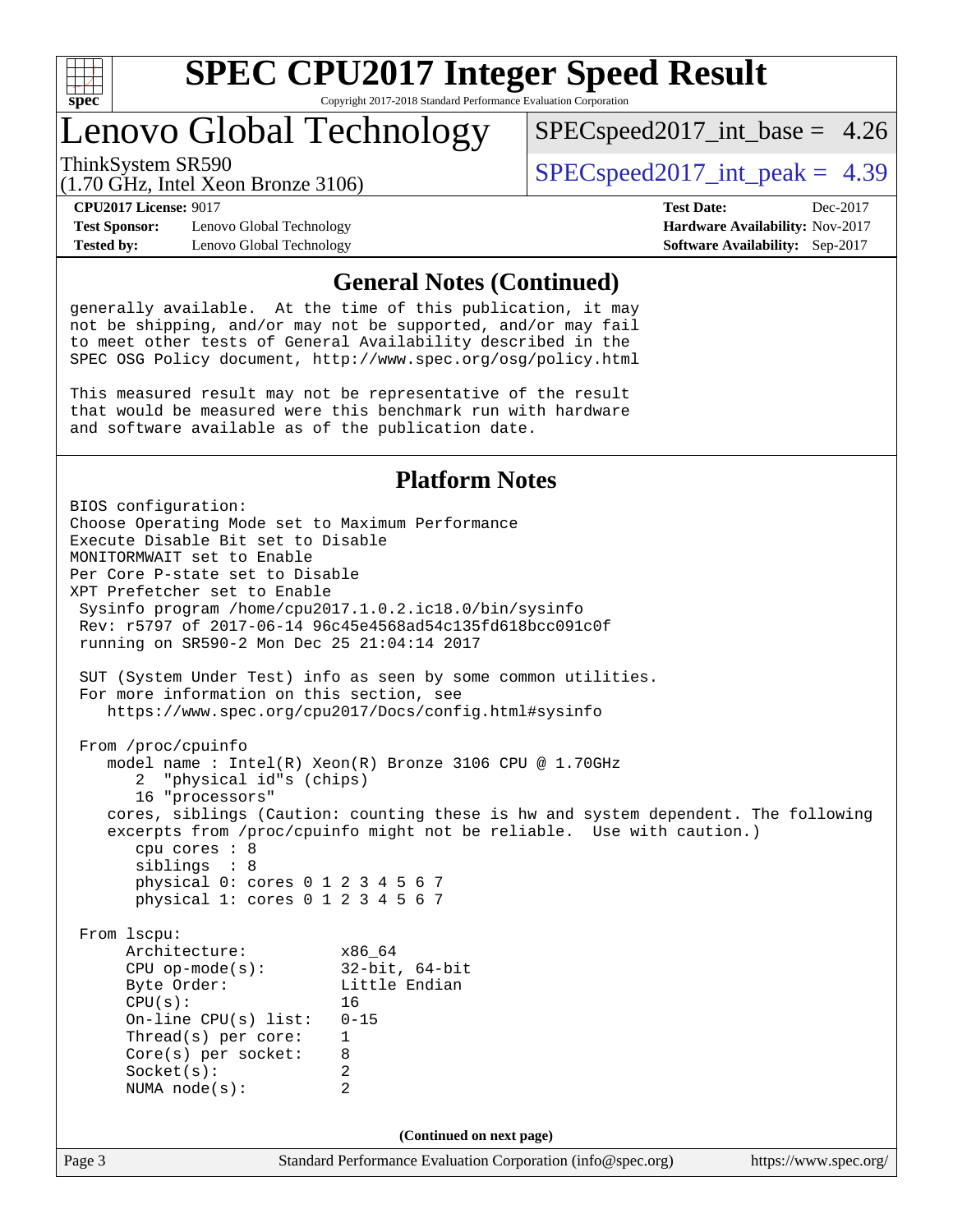# SPEC CPU2017 Integer Speed Result

Copyright 2017-2018 Standard Performance Evaluation Corporation

## Lenovo Global Technology

ThinkSystem SR590
(1.70 GHz, Intel Xeon Bronze 3106)

SPECspeed2017_int_base = 4.26

SPECspeed2017_int_peak = 4.39

**CPU2017 License:** 9017
**Test Sponsor:** Lenovo Global Technology
**Tested by:** Lenovo Global Technology

**Test Date:** Dec-2017
**Hardware Availability:** Nov-2017
**Software Availability:** Sep-2017

### General Notes (Continued)

```
generally available.  At the time of this publication, it may
not be shipping, and/or may not be supported, and/or may fail
to meet other tests of General Availability described in the
SPEC OSG Policy document, http://www.spec.org/osg/policy.html

This measured result may not be representative of the result
that would be measured were this benchmark run with hardware
and software available as of the publication date.
```

### Platform Notes

```
BIOS configuration:
Choose Operating Mode set to Maximum Performance
Execute Disable Bit set to Disable
MONITORMWAIT set to Enable
Per Core P-state set to Disable
XPT Prefetcher set to Enable
 Sysinfo program /home/cpu2017.1.0.2.ic18.0/bin/sysinfo
 Rev: r5797 of 2017-06-14 96c45e4568ad54c135fd618bcc091c0f
 running on SR590-2 Mon Dec 25 21:04:14 2017

 SUT (System Under Test) info as seen by some common utilities.
 For more information on this section, see
    https://www.spec.org/cpu2017/Docs/config.html#sysinfo

 From /proc/cpuinfo
    model name : Intel(R) Xeon(R) Bronze 3106 CPU @ 1.70GHz
       2  "physical id"s (chips)
       16 "processors"
    cores, siblings (Caution: counting these is hw and system dependent. The following
    excerpts from /proc/cpuinfo might not be reliable.  Use with caution.)
       cpu cores : 8
       siblings  : 8
       physical 0: cores 0 1 2 3 4 5 6 7
       physical 1: cores 0 1 2 3 4 5 6 7

 From lscpu:
      Architecture:          x86_64
      CPU op-mode(s):        32-bit, 64-bit
      Byte Order:            Little Endian
      CPU(s):                16
      On-line CPU(s) list:   0-15
      Thread(s) per core:    1
      Core(s) per socket:    8
      Socket(s):             2
      NUMA node(s):          2
```

(Continued on next page)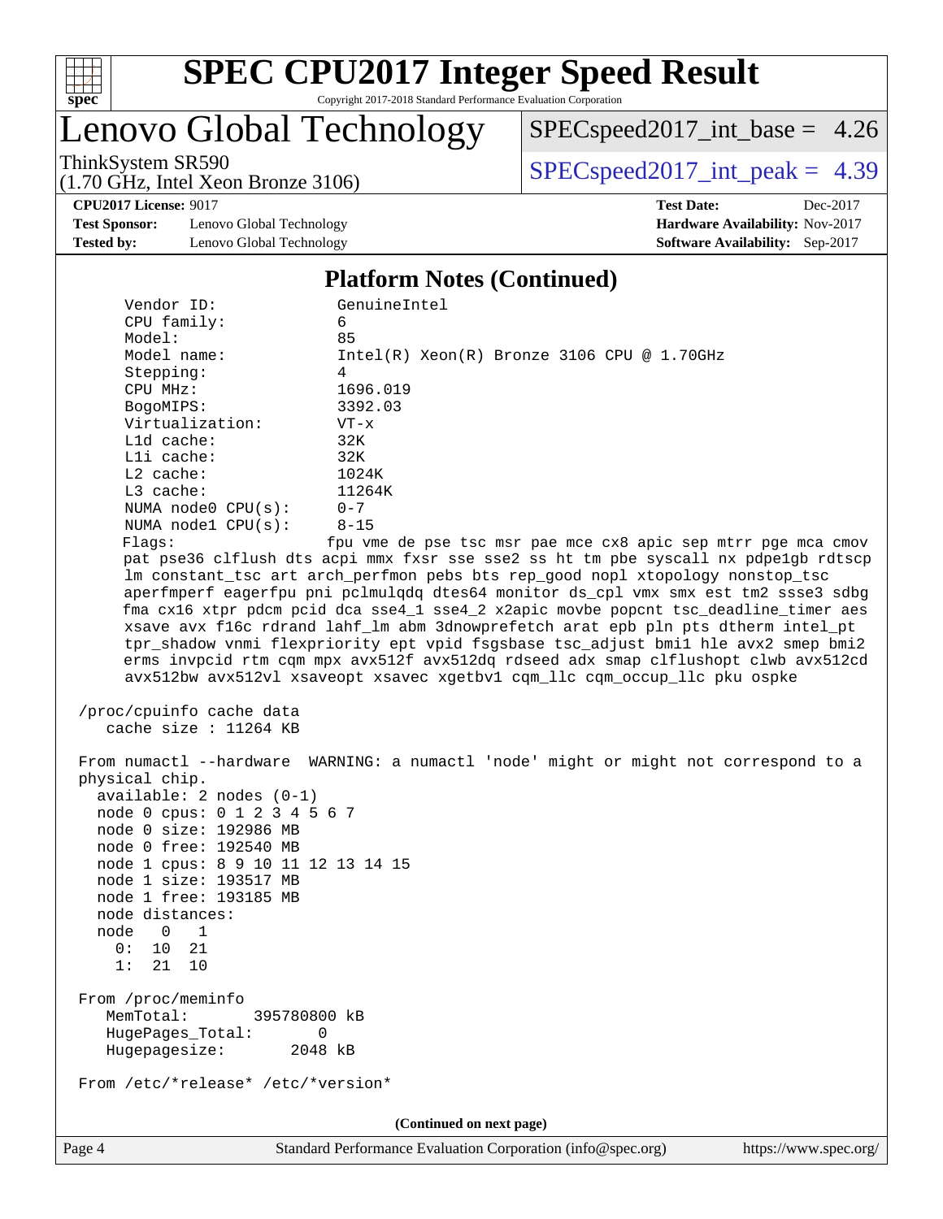## Platform Notes (Continued)

```
    Vendor ID:               GenuineIntel
    CPU family:              6
    Model:                   85
    Model name:              Intel(R) Xeon(R) Bronze 3106 CPU @ 1.70GHz
    Stepping:                4
    CPU MHz:                 1696.019
    BogoMIPS:                3392.03
    Virtualization:          VT-x
    L1d cache:               32K
    L1i cache:               32K
    L2 cache:                1024K
    L3 cache:                11264K
    NUMA node0 CPU(s):       0-7
    NUMA node1 CPU(s):       8-15
    Flags:                  fpu vme de pse tsc msr pae mce cx8 apic sep mtrr pge mca cmov
    pat pse36 clflush dts acpi mmx fxsr sse sse2 ss ht tm pbe syscall nx pdpe1gb rdtscp
    lm constant_tsc art arch_perfmon pebs bts rep_good nopl xtopology nonstop_tsc
    aperfmperf eagerfpu pni pclmulqdq dtes64 monitor ds_cpl vmx smx est tm2 ssse3 sdbg
    fma cx16 xtpr pdcm pcid dca sse4_1 sse4_2 x2apic movbe popcnt tsc_deadline_timer aes
    xsave avx f16c rdrand lahf_lm abm 3dnowprefetch arat epb pln pts dtherm intel_pt
    tpr_shadow vnmi flexpriority ept vpid fsgsbase tsc_adjust bmi1 hle avx2 smep bmi2
    erms invpcid rtm cqm mpx avx512f avx512dq rdseed adx smap clflushopt clwb avx512cd
    avx512bw avx512vl xsaveopt xsavec xgetbv1 cqm_llc cqm_occup_llc pku ospke

 /proc/cpuinfo cache data
    cache size : 11264 KB

 From numactl --hardware  WARNING: a numactl 'node' might or might not correspond to a
 physical chip.
   available: 2 nodes (0-1)
   node 0 cpus: 0 1 2 3 4 5 6 7
   node 0 size: 192986 MB
   node 0 free: 192540 MB
   node 1 cpus: 8 9 10 11 12 13 14 15
   node 1 size: 193517 MB
   node 1 free: 193185 MB
   node distances:
   node   0   1
     0:  10  21
     1:  21  10

 From /proc/meminfo
    MemTotal:       395780800 kB
    HugePages_Total:       0
    Hugepagesize:       2048 kB

 From /etc/*release* /etc/*version*
```

(Continued on next page)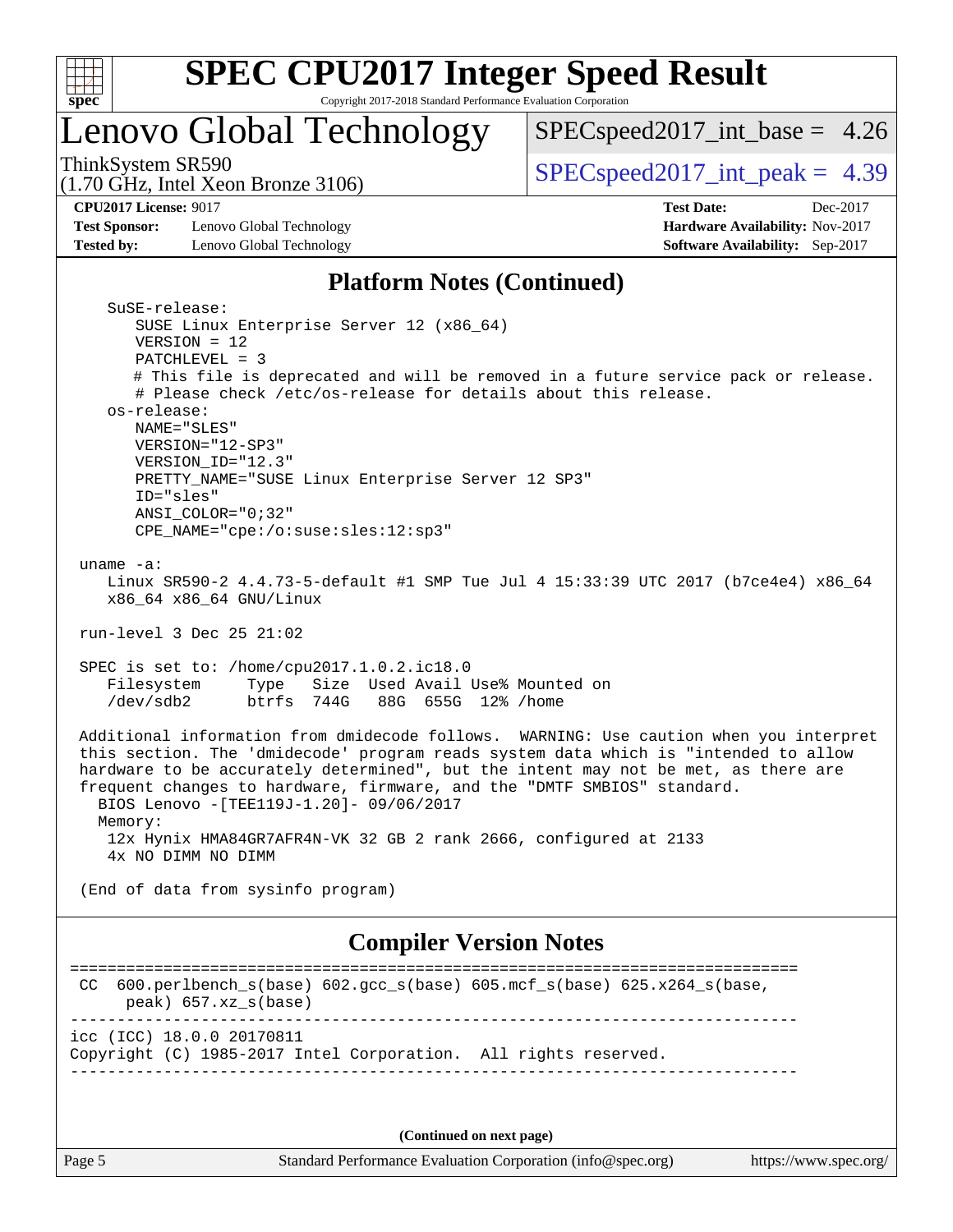## Platform Notes (Continued)

```
    SuSE-release:
       SUSE Linux Enterprise Server 12 (x86_64)
       VERSION = 12
       PATCHLEVEL = 3
       # This file is deprecated and will be removed in a future service pack or release.
       # Please check /etc/os-release for details about this release.
    os-release:
       NAME="SLES"
       VERSION="12-SP3"
       VERSION_ID="12.3"
       PRETTY_NAME="SUSE Linux Enterprise Server 12 SP3"
       ID="sles"
       ANSI_COLOR="0;32"
       CPE_NAME="cpe:/o:suse:sles:12:sp3"

 uname -a:
    Linux SR590-2 4.4.73-5-default #1 SMP Tue Jul 4 15:33:39 UTC 2017 (b7ce4e4) x86_64
    x86_64 x86_64 GNU/Linux

 run-level 3 Dec 25 21:02

 SPEC is set to: /home/cpu2017.1.0.2.ic18.0
    Filesystem     Type   Size  Used Avail Use% Mounted on
    /dev/sdb2      btrfs  744G   88G  655G  12% /home

 Additional information from dmidecode follows.  WARNING: Use caution when you interpret
 this section. The 'dmidecode' program reads system data which is "intended to allow
 hardware to be accurately determined", but the intent may not be met, as there are
 frequent changes to hardware, firmware, and the "DMTF SMBIOS" standard.
   BIOS Lenovo -[TEE119J-1.20]- 09/06/2017
   Memory:
    12x Hynix HMA84GR7AFR4N-VK 32 GB 2 rank 2666, configured at 2133
    4x NO DIMM NO DIMM

 (End of data from sysinfo program)
```

## Compiler Version Notes

```
==============================================================================
 CC  600.perlbench_s(base) 602.gcc_s(base) 605.mcf_s(base) 625.x264_s(base,
      peak) 657.xz_s(base)
------------------------------------------------------------------------------
icc (ICC) 18.0.0 20170811
Copyright (C) 1985-2017 Intel Corporation.  All rights reserved.
------------------------------------------------------------------------------
```

(Continued on next page)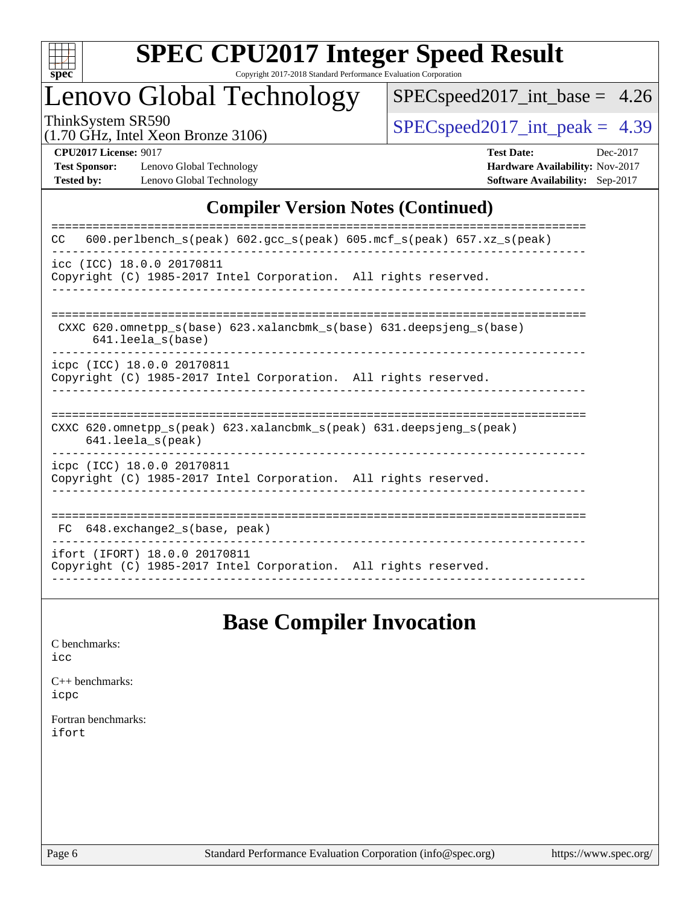## Compiler Version Notes (Continued)

```
==============================================================================
CC  600.perlbench_s(peak) 602.gcc_s(peak) 605.mcf_s(peak) 657.xz_s(peak)
------------------------------------------------------------------------------
icc (ICC) 18.0.0 20170811
Copyright (C) 1985-2017 Intel Corporation.  All rights reserved.
------------------------------------------------------------------------------

==============================================================================
 CXXC 620.omnetpp_s(base) 623.xalancbmk_s(base) 631.deepsjeng_s(base)
      641.leela_s(base)
------------------------------------------------------------------------------
icpc (ICC) 18.0.0 20170811
Copyright (C) 1985-2017 Intel Corporation.  All rights reserved.
------------------------------------------------------------------------------

==============================================================================
CXXC 620.omnetpp_s(peak) 623.xalancbmk_s(peak) 631.deepsjeng_s(peak)
     641.leela_s(peak)
------------------------------------------------------------------------------
icpc (ICC) 18.0.0 20170811
Copyright (C) 1985-2017 Intel Corporation.  All rights reserved.
------------------------------------------------------------------------------

==============================================================================
 FC  648.exchange2_s(base, peak)
------------------------------------------------------------------------------
ifort (IFORT) 18.0.0 20170811
Copyright (C) 1985-2017 Intel Corporation.  All rights reserved.
------------------------------------------------------------------------------
```

## Base Compiler Invocation

C benchmarks:
icc

C++ benchmarks:
icpc

Fortran benchmarks:
ifort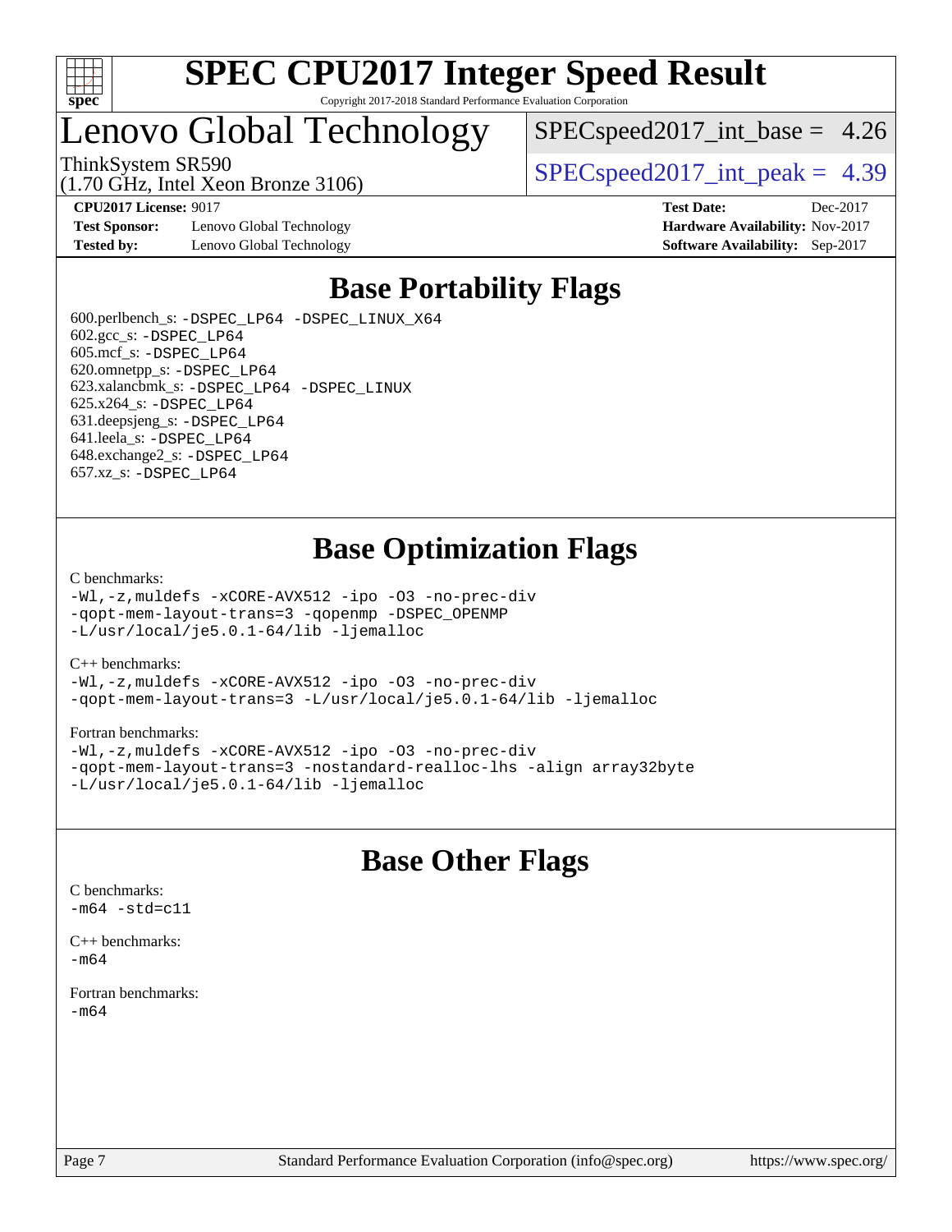# Base Portability Flags

600.perlbench_s: -DSPEC_LP64 -DSPEC_LINUX_X64
602.gcc_s: -DSPEC_LP64
605.mcf_s: -DSPEC_LP64
620.omnetpp_s: -DSPEC_LP64
623.xalancbmk_s: -DSPEC_LP64 -DSPEC_LINUX
625.x264_s: -DSPEC_LP64
631.deepsjeng_s: -DSPEC_LP64
641.leela_s: -DSPEC_LP64
648.exchange2_s: -DSPEC_LP64
657.xz_s: -DSPEC_LP64

# Base Optimization Flags

C benchmarks:
-Wl,-z,muldefs -xCORE-AVX512 -ipo -O3 -no-prec-div
-qopt-mem-layout-trans=3 -qopenmp -DSPEC_OPENMP
-L/usr/local/je5.0.1-64/lib -ljemalloc

C++ benchmarks:
-Wl,-z,muldefs -xCORE-AVX512 -ipo -O3 -no-prec-div
-qopt-mem-layout-trans=3 -L/usr/local/je5.0.1-64/lib -ljemalloc

Fortran benchmarks:
-Wl,-z,muldefs -xCORE-AVX512 -ipo -O3 -no-prec-div
-qopt-mem-layout-trans=3 -nostandard-realloc-lhs -align array32byte
-L/usr/local/je5.0.1-64/lib -ljemalloc

# Base Other Flags

C benchmarks:
-m64 -std=c11

C++ benchmarks:
-m64

Fortran benchmarks:
-m64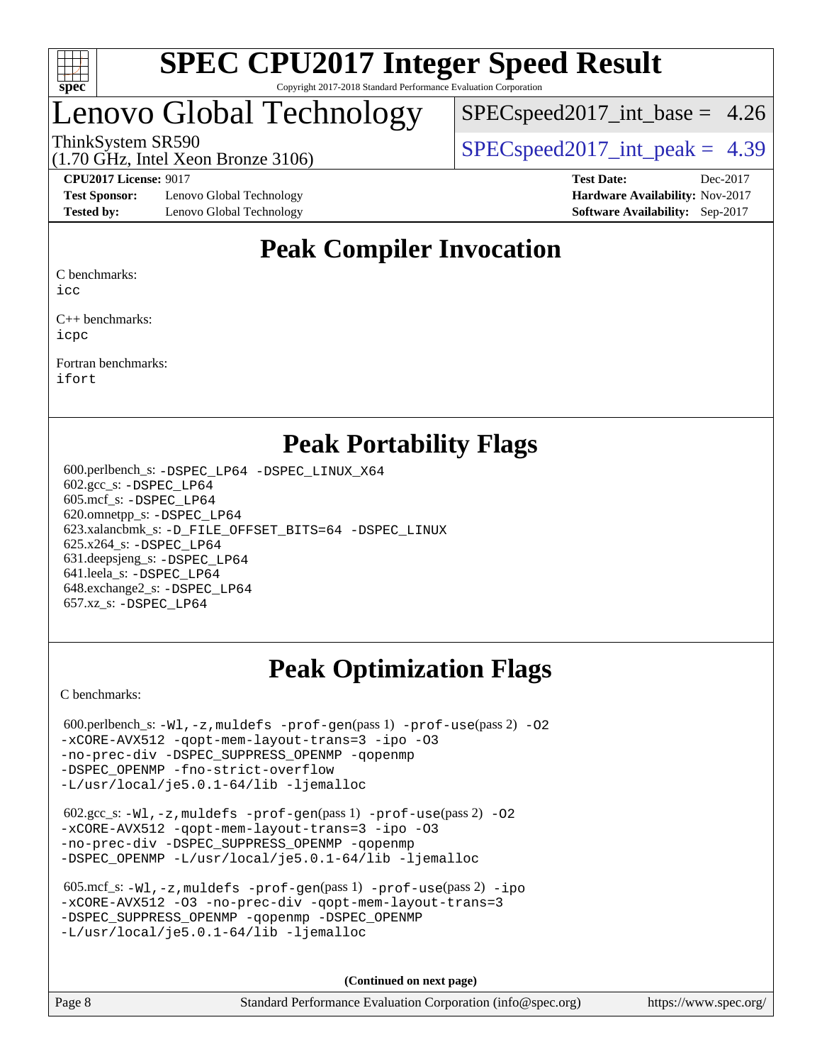# SPEC CPU2017 Integer Speed Result

Copyright 2017-2018 Standard Performance Evaluation Corporation

## Lenovo Global Technology

ThinkSystem SR590
(1.70 GHz, Intel Xeon Bronze 3106)

SPECspeed2017_int_base = 4.26

SPECspeed2017_int_peak = 4.39

**CPU2017 License:** 9017
**Test Sponsor:** Lenovo Global Technology
**Tested by:** Lenovo Global Technology

**Test Date:** Dec-2017
**Hardware Availability:** Nov-2017
**Software Availability:** Sep-2017

## Peak Compiler Invocation

C benchmarks:
icc

C++ benchmarks:
icpc

Fortran benchmarks:
ifort

## Peak Portability Flags

600.perlbench_s: -DSPEC_LP64 -DSPEC_LINUX_X64
602.gcc_s: -DSPEC_LP64
605.mcf_s: -DSPEC_LP64
620.omnetpp_s: -DSPEC_LP64
623.xalancbmk_s: -D_FILE_OFFSET_BITS=64 -DSPEC_LINUX
625.x264_s: -DSPEC_LP64
631.deepsjeng_s: -DSPEC_LP64
641.leela_s: -DSPEC_LP64
648.exchange2_s: -DSPEC_LP64
657.xz_s: -DSPEC_LP64

## Peak Optimization Flags

C benchmarks:

600.perlbench_s: -Wl,-z,muldefs -prof-gen(pass 1) -prof-use(pass 2) -O2 -xCORE-AVX512 -qopt-mem-layout-trans=3 -ipo -O3 -no-prec-div -DSPEC_SUPPRESS_OPENMP -qopenmp -DSPEC_OPENMP -fno-strict-overflow -L/usr/local/je5.0.1-64/lib -ljemalloc

602.gcc_s: -Wl,-z,muldefs -prof-gen(pass 1) -prof-use(pass 2) -O2 -xCORE-AVX512 -qopt-mem-layout-trans=3 -ipo -O3 -no-prec-div -DSPEC_SUPPRESS_OPENMP -qopenmp -DSPEC_OPENMP -L/usr/local/je5.0.1-64/lib -ljemalloc

605.mcf_s: -Wl,-z,muldefs -prof-gen(pass 1) -prof-use(pass 2) -ipo -xCORE-AVX512 -O3 -no-prec-div -qopt-mem-layout-trans=3 -DSPEC_SUPPRESS_OPENMP -qopenmp -DSPEC_OPENMP -L/usr/local/je5.0.1-64/lib -ljemalloc

**(Continued on next page)**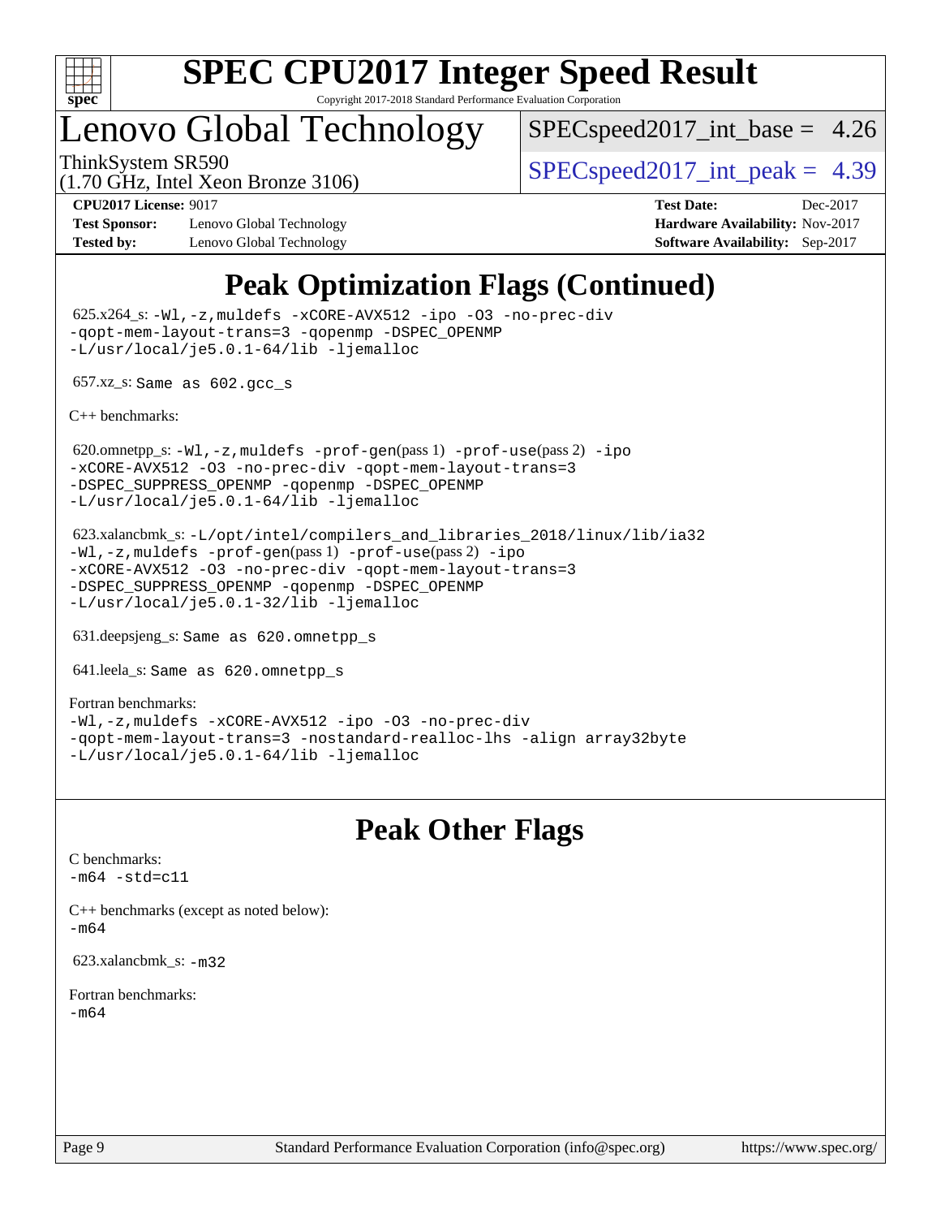# SPEC CPU2017 Integer Speed Result

Copyright 2017-2018 Standard Performance Evaluation Corporation

## Lenovo Global Technology

ThinkSystem SR590
(1.70 GHz, Intel Xeon Bronze 3106)

SPECspeed2017_int_base = 4.26

SPECspeed2017_int_peak = 4.39

**CPU2017 License:** 9017
**Test Sponsor:** Lenovo Global Technology
**Tested by:** Lenovo Global Technology

**Test Date:** Dec-2017
**Hardware Availability:** Nov-2017
**Software Availability:** Sep-2017

## Peak Optimization Flags (Continued)

625.x264_s: `-Wl,-z,muldefs -xCORE-AVX512 -ipo -O3 -no-prec-div -qopt-mem-layout-trans=3 -qopenmp -DSPEC_OPENMP -L/usr/local/je5.0.1-64/lib -ljemalloc`

657.xz_s: `Same as 602.gcc_s`

C++ benchmarks:

620.omnetpp_s: `-Wl,-z,muldefs -prof-gen`(pass 1) `-prof-use`(pass 2) `-ipo -xCORE-AVX512 -O3 -no-prec-div -qopt-mem-layout-trans=3 -DSPEC_SUPPRESS_OPENMP -qopenmp -DSPEC_OPENMP -L/usr/local/je5.0.1-64/lib -ljemalloc`

623.xalancbmk_s: `-L/opt/intel/compilers_and_libraries_2018/linux/lib/ia32 -Wl,-z,muldefs -prof-gen`(pass 1) `-prof-use`(pass 2) `-ipo -xCORE-AVX512 -O3 -no-prec-div -qopt-mem-layout-trans=3 -DSPEC_SUPPRESS_OPENMP -qopenmp -DSPEC_OPENMP -L/usr/local/je5.0.1-32/lib -ljemalloc`

631.deepsjeng_s: `Same as 620.omnetpp_s`

641.leela_s: `Same as 620.omnetpp_s`

Fortran benchmarks:
`-Wl,-z,muldefs -xCORE-AVX512 -ipo -O3 -no-prec-div -qopt-mem-layout-trans=3 -nostandard-realloc-lhs -align array32byte -L/usr/local/je5.0.1-64/lib -ljemalloc`

## Peak Other Flags

C benchmarks:
`-m64 -std=c11`

C++ benchmarks (except as noted below):
`-m64`

623.xalancbmk_s: `-m32`

Fortran benchmarks:
`-m64`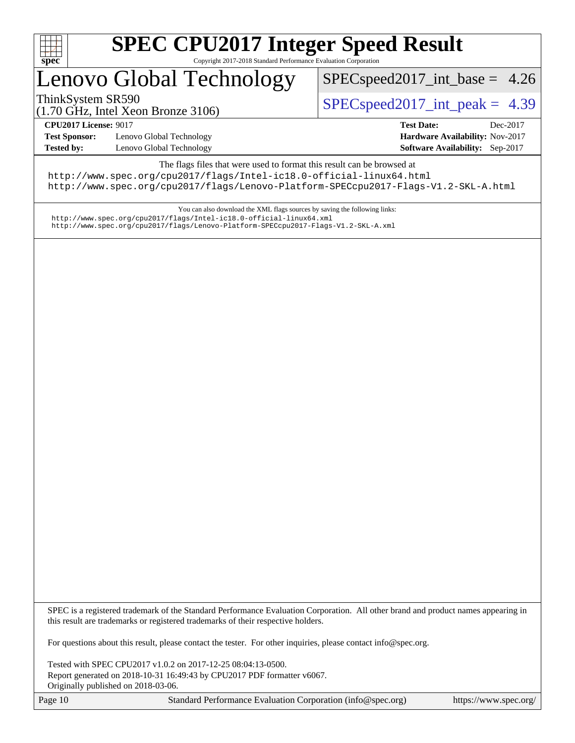# SPEC CPU2017 Integer Speed Result

Copyright 2017-2018 Standard Performance Evaluation Corporation

## Lenovo Global Technology

ThinkSystem SR590
(1.70 GHz, Intel Xeon Bronze 3106)

SPECspeed2017_int_base = 4.26

SPECspeed2017_int_peak = 4.39

**CPU2017 License:** 9017
**Test Sponsor:** Lenovo Global Technology
**Tested by:** Lenovo Global Technology

**Test Date:** Dec-2017
**Hardware Availability:** Nov-2017
**Software Availability:** Sep-2017

The flags files that were used to format this result can be browsed at

```
http://www.spec.org/cpu2017/flags/Intel-ic18.0-official-linux64.html
http://www.spec.org/cpu2017/flags/Lenovo-Platform-SPECcpu2017-Flags-V1.2-SKL-A.html
```

You can also download the XML flags sources by saving the following links:

```
http://www.spec.org/cpu2017/flags/Intel-ic18.0-official-linux64.xml
http://www.spec.org/cpu2017/flags/Lenovo-Platform-SPECcpu2017-Flags-V1.2-SKL-A.xml
```

SPEC is a registered trademark of the Standard Performance Evaluation Corporation. All other brand and product names appearing in this result are trademarks or registered trademarks of their respective holders.

For questions about this result, please contact the tester. For other inquiries, please contact info@spec.org.

Tested with SPEC CPU2017 v1.0.2 on 2017-12-25 08:04:13-0500.
Report generated on 2018-10-31 16:49:43 by CPU2017 PDF formatter v6067.
Originally published on 2018-03-06.